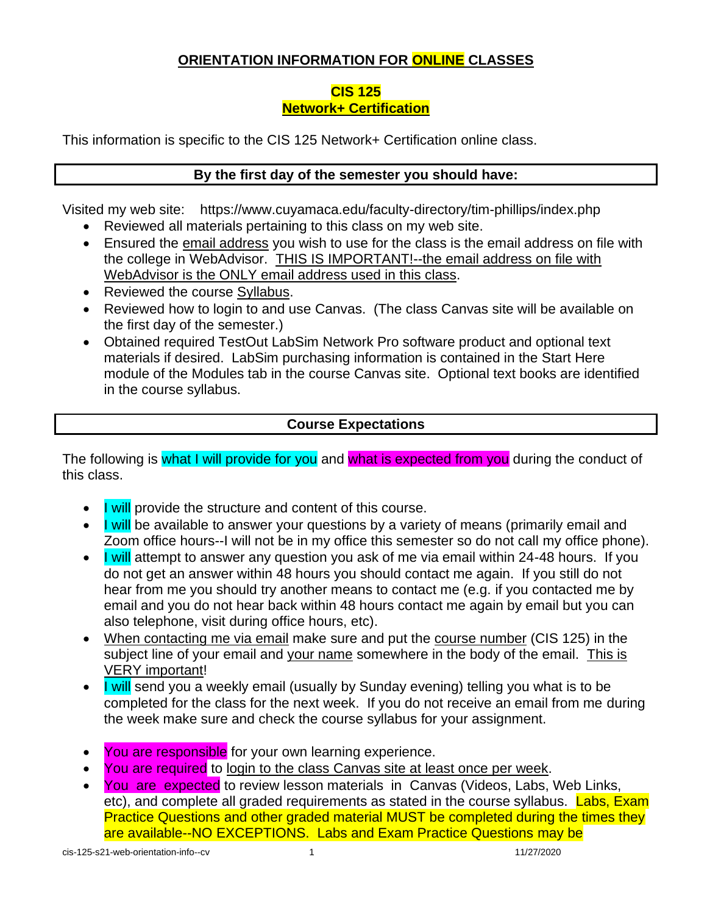# ORIENTATION INFORMATION FOR ONLINE CLASSES

## CIS 125
## Network+ Certification

This information is specific to the CIS 125 Network+ Certification online class.

### By the first day of the semester you should have:

Visited my web site: https://www.cuyamaca.edu/faculty-directory/tim-phillips/index.php

- Reviewed all materials pertaining to this class on my web site.
- Ensured the email address you wish to use for the class is the email address on file with the college in WebAdvisor. THIS IS IMPORTANT!--the email address on file with WebAdvisor is the ONLY email address used in this class.
- Reviewed the course Syllabus.
- Reviewed how to login to and use Canvas. (The class Canvas site will be available on the first day of the semester.)
- Obtained required TestOut LabSim Network Pro software product and optional text materials if desired. LabSim purchasing information is contained in the Start Here module of the Modules tab in the course Canvas site. Optional text books are identified in the course syllabus.

### Course Expectations

The following is what I will provide for you and what is expected from you during the conduct of this class.

- I will provide the structure and content of this course.
- I will be available to answer your questions by a variety of means (primarily email and Zoom office hours--I will not be in my office this semester so do not call my office phone).
- I will attempt to answer any question you ask of me via email within 24-48 hours. If you do not get an answer within 48 hours you should contact me again. If you still do not hear from me you should try another means to contact me (e.g. if you contacted me by email and you do not hear back within 48 hours contact me again by email but you can also telephone, visit during office hours, etc).
- When contacting me via email make sure and put the course number (CIS 125) in the subject line of your email and your name somewhere in the body of the email. This is VERY important!
- I will send you a weekly email (usually by Sunday evening) telling you what is to be completed for the class for the next week. If you do not receive an email from me during the week make sure and check the course syllabus for your assignment.

- You are responsible for your own learning experience.
- You are required to login to the class Canvas site at least once per week.
- You are expected to review lesson materials in Canvas (Videos, Labs, Web Links, etc), and complete all graded requirements as stated in the course syllabus. Labs, Exam Practice Questions and other graded material MUST be completed during the times they are available--NO EXCEPTIONS. Labs and Exam Practice Questions may be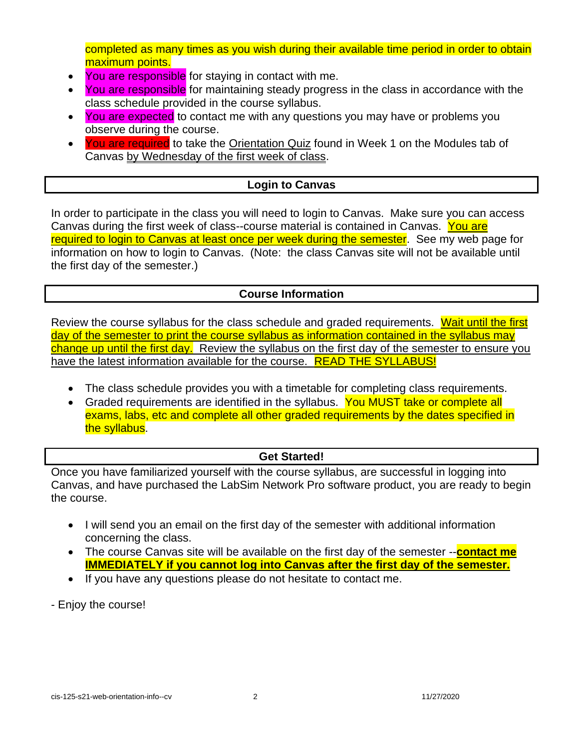completed as many times as you wish during their available time period in order to obtain maximum points.

- You are responsible for staying in contact with me.
- You are responsible for maintaining steady progress in the class in accordance with the class schedule provided in the course syllabus.
- You are expected to contact me with any questions you may have or problems you observe during the course.
- You are required to take the Orientation Quiz found in Week 1 on the Modules tab of Canvas by Wednesday of the first week of class.

## Login to Canvas

In order to participate in the class you will need to login to Canvas. Make sure you can access Canvas during the first week of class--course material is contained in Canvas. You are required to login to Canvas at least once per week during the semester. See my web page for information on how to login to Canvas. (Note: the class Canvas site will not be available until the first day of the semester.)

## Course Information

Review the course syllabus for the class schedule and graded requirements. Wait until the first day of the semester to print the course syllabus as information contained in the syllabus may change up until the first day. Review the syllabus on the first day of the semester to ensure you have the latest information available for the course. READ THE SYLLABUS!

- The class schedule provides you with a timetable for completing class requirements.
- Graded requirements are identified in the syllabus. You MUST take or complete all exams, labs, etc and complete all other graded requirements by the dates specified in the syllabus.

## Get Started!

Once you have familiarized yourself with the course syllabus, are successful in logging into Canvas, and have purchased the LabSim Network Pro software product, you are ready to begin the course.

- I will send you an email on the first day of the semester with additional information concerning the class.
- The course Canvas site will be available on the first day of the semester --**contact me IMMEDIATELY if you cannot log into Canvas after the first day of the semester.**
- If you have any questions please do not hesitate to contact me.

- Enjoy the course!